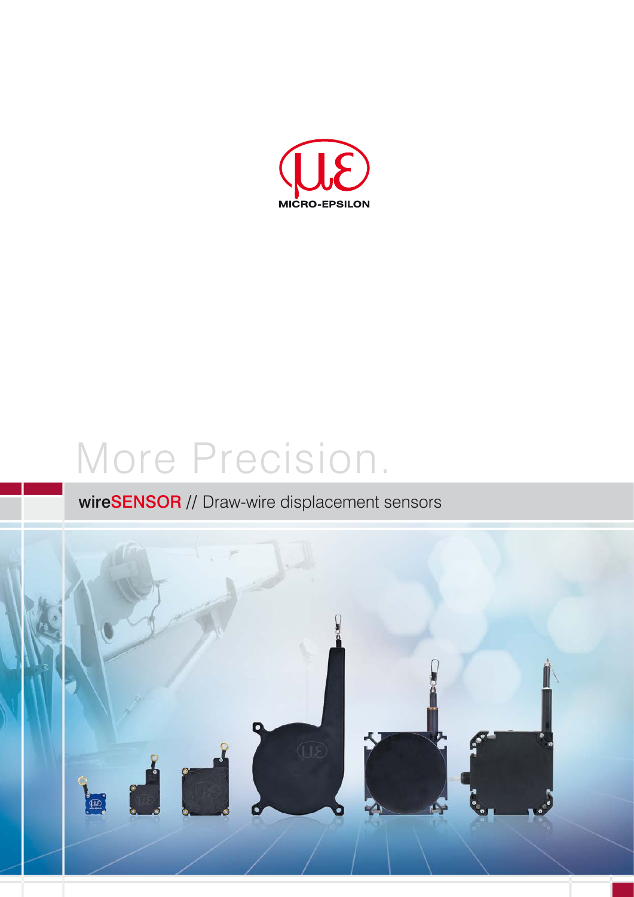MICRO-EPSILON

# More Precision.

## wireSENSOR // Draw-wire displacement sensors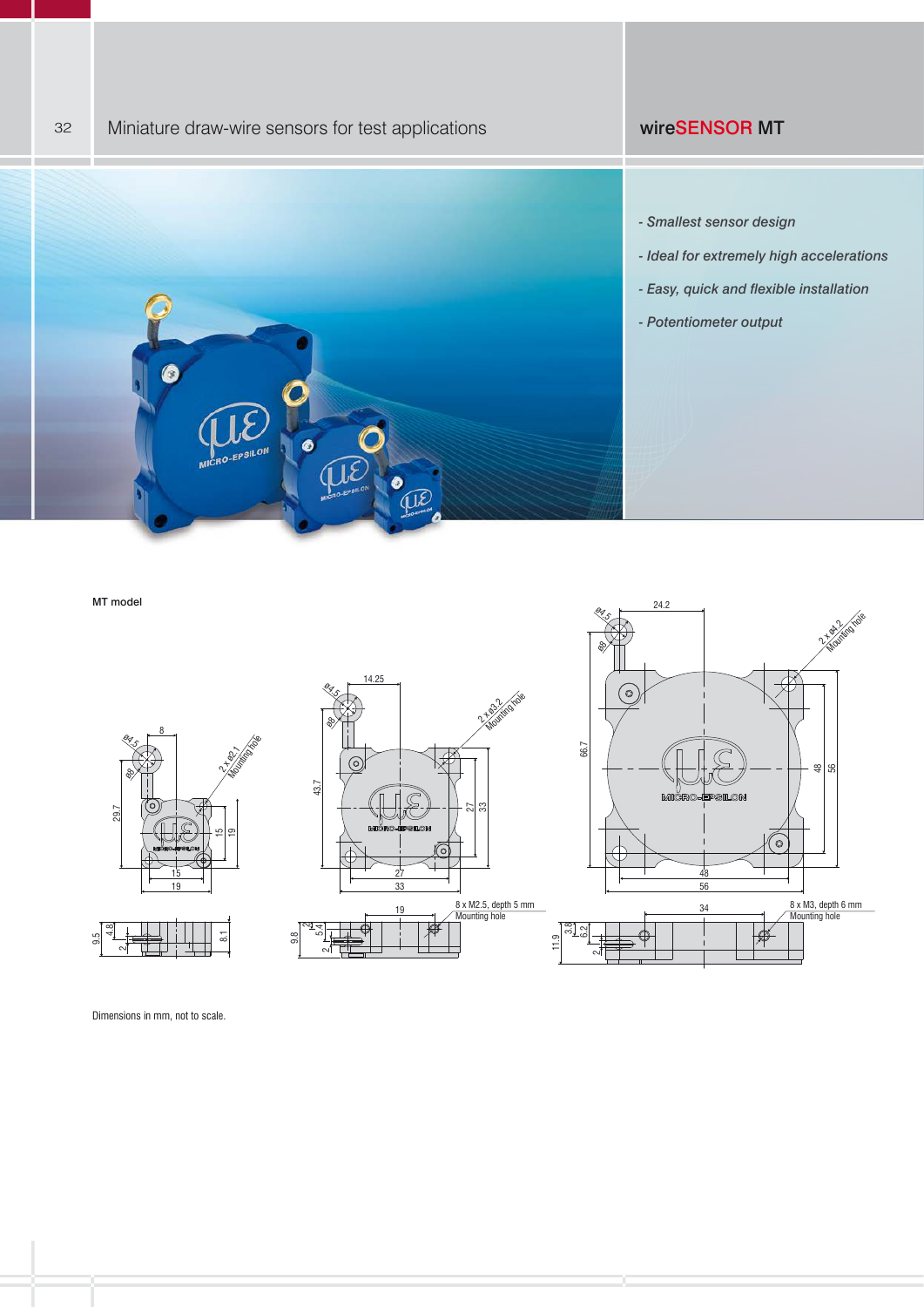# Miniature draw-wire sensors for test applications

## wireSENSOR MT

- *Smallest sensor design*
- *Ideal for extremely high accelerations*
- *Easy, quick and flexible installation*
- *Potentiometer output*

**MT model**

ø4.5 ø8 8 2 x ø2.1 Mounting hole 29.7 15 19 15 19

9.5 4.8 2 8.1

ø4.5 ø8 14.25 2 x ø3.2 Mounting hole 43.7 27 33 27 33

19 8 x M2.5, depth 5 mm Mounting hole 9.8 2 5.4 2

ø4.5 ø8 24.2 2 x ø4.2 Mounting hole 66.7 48 56 48 56

34 8 x M3, depth 6 mm Mounting hole 11.9 3.8 6.2 2

Dimensions in mm, not to scale.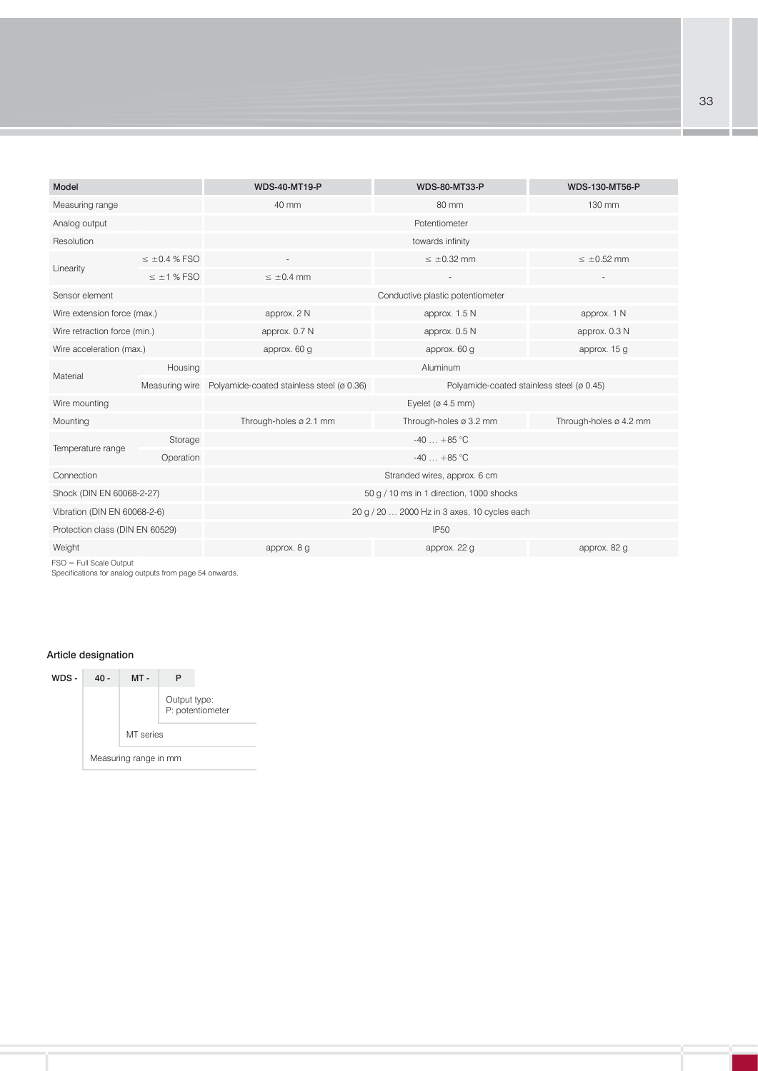| Model | | WDS-40-MT19-P | WDS-80-MT33-P | WDS-130-MT56-P |
|---|---|---|---|---|
| Measuring range | | 40 mm | 80 mm | 130 mm |
| Analog output | | Potentiometer | | |
| Resolution | | towards infinity | | |
| Linearity | ≤ ±0.4 % FSO | - | ≤ ±0.32 mm | ≤ ±0.52 mm |
| | ≤ ±1 % FSO | ≤ ±0.4 mm | - | - |
| Sensor element | | Conductive plastic potentiometer | | |
| Wire extension force (max.) | | approx. 2 N | approx. 1.5 N | approx. 1 N |
| Wire retraction force (min.) | | approx. 0.7 N | approx. 0.5 N | approx. 0.3 N |
| Wire acceleration (max.) | | approx. 60 g | approx. 60 g | approx. 15 g |
| Material | Housing | Aluminum | | |
| | Measuring wire | Polyamide-coated stainless steel (ø 0.36) | Polyamide-coated stainless steel (ø 0.45) | |
| Wire mounting | | Eyelet (ø 4.5 mm) | | |
| Mounting | | Through-holes ø 2.1 mm | Through-holes ø 3.2 mm | Through-holes ø 4.2 mm |
| Temperature range | Storage | -40 … +85 °C | | |
| | Operation | -40 … +85 °C | | |
| Connection | | Stranded wires, approx. 6 cm | | |
| Shock (DIN EN 60068-2-27) | | 50 g / 10 ms in 1 direction, 1000 shocks | | |
| Vibration (DIN EN 60068-2-6) | | 20 g / 20 … 2000 Hz in 3 axes, 10 cycles each | | |
| Protection class (DIN EN 60529) | | IP50 | | |
| Weight | | approx. 8 g | approx. 22 g | approx. 82 g |

FSO = Full Scale Output
Specifications for analog outputs from page 54 onwards.

### Article designation

WDS - 40 - MT - P

- P — Output type: P: potentiometer
- MT — MT series
- 40 — Measuring range in mm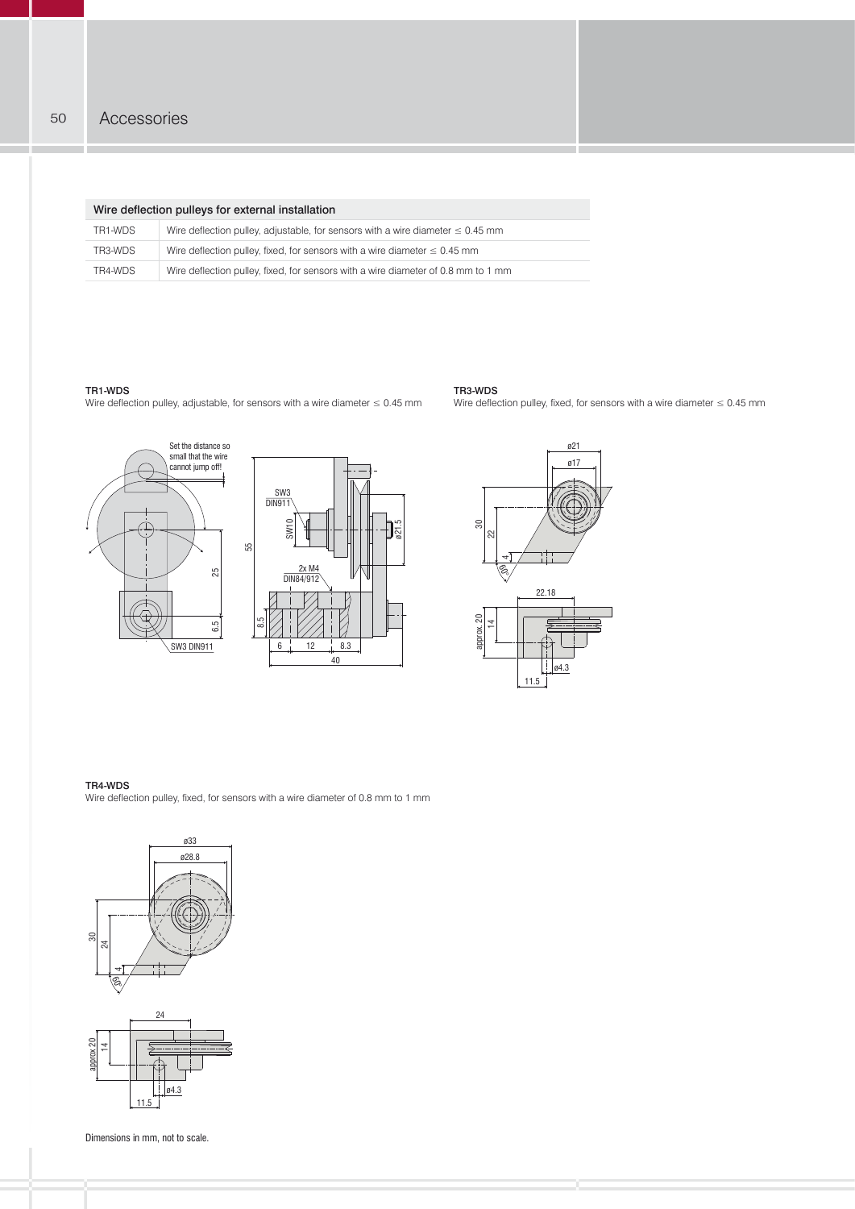## Accessories

| Wire deflection pulleys for external installation | |
|---|---|
| TR1-WDS | Wire deflection pulley, adjustable, for sensors with a wire diameter ≤ 0.45 mm |
| TR3-WDS | Wire deflection pulley, fixed, for sensors with a wire diameter ≤ 0.45 mm |
| TR4-WDS | Wire deflection pulley, fixed, for sensors with a wire diameter of 0.8 mm to 1 mm |

**TR1-WDS**
Wire deflection pulley, adjustable, for sensors with a wire diameter ≤ 0.45 mm

Set the distance so small that the wire cannot jump off!

SW3 DIN911

SW3 DIN911

SW10

2x M4 DIN84/912

ø21.5

55

25

6.5

8.5

6 | 12 | 8.3

40

**TR3-WDS**
Wire deflection pulley, fixed, for sensors with a wire diameter ≤ 0.45 mm

ø21

ø17

30

22

4

60°

22.18

approx. 20

14

ø4.3

11.5

**TR4-WDS**
Wire deflection pulley, fixed, for sensors with a wire diameter of 0.8 mm to 1 mm

ø33

ø28.8

30

24

4

60°

24

approx 20

14

ø4.3

11.5

Dimensions in mm, not to scale.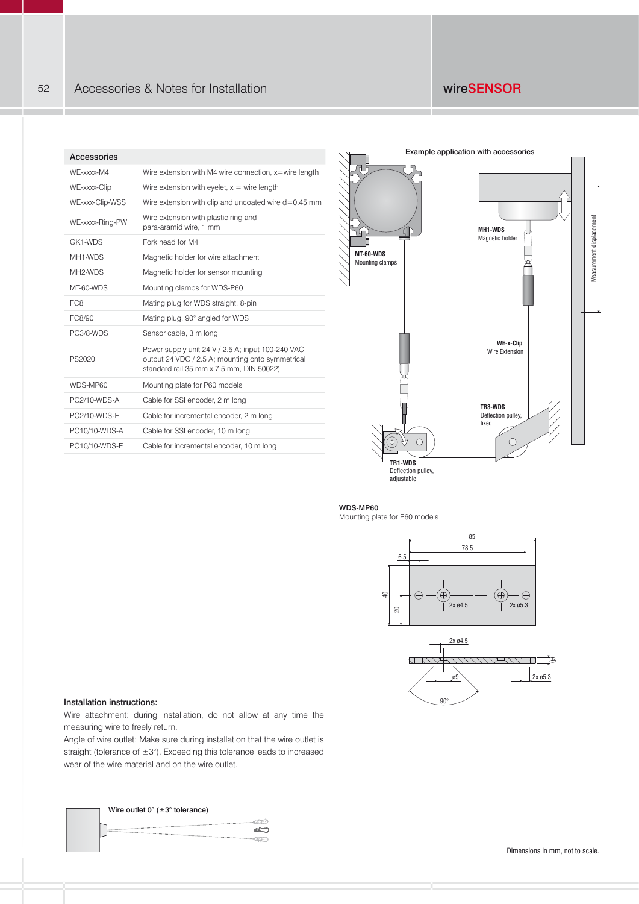# Accessories & Notes for Installation

## Accessories

| Accessories | |
|---|---|
| WE-xxxx-M4 | Wire extension with M4 wire connection, x=wire length |
| WE-xxxx-Clip | Wire extension with eyelet, x = wire length |
| WE-xxx-Clip-WSS | Wire extension with clip and uncoated wire d=0.45 mm |
| WE-xxxx-Ring-PW | Wire extension with plastic ring and para-aramid wire, 1 mm |
| GK1-WDS | Fork head for M4 |
| MH1-WDS | Magnetic holder for wire attachment |
| MH2-WDS | Magnetic holder for sensor mounting |
| MT-60-WDS | Mounting clamps for WDS-P60 |
| FC8 | Mating plug for WDS straight, 8-pin |
| FC8/90 | Mating plug, 90° angled for WDS |
| PC3/8-WDS | Sensor cable, 3 m long |
| PS2020 | Power supply unit 24 V / 2.5 A; input 100-240 VAC, output 24 VDC / 2.5 A; mounting onto symmetrical standard rail 35 mm x 7.5 mm, DIN 50022) |
| WDS-MP60 | Mounting plate for P60 models |
| PC2/10-WDS-A | Cable for SSI encoder, 2 m long |
| PC2/10-WDS-E | Cable for incremental encoder, 2 m long |
| PC10/10-WDS-A | Cable for SSI encoder, 10 m long |
| PC10/10-WDS-E | Cable for incremental encoder, 10 m long |

Example application with accessories

MT-60-WDS Mounting clamps

MH1-WDS Magnetic holder

Measurement displacement

WE-x-Clip Wire Extension

TR3-WDS Deflection pulley, fixed

TR1-WDS Deflection pulley, adjustable

WDS-MP60
Mounting plate for P60 models

85, 78.5, 6.5, 40, 20, 2x ø4.5, 2x ø5.3, ø9, 90°, (4)

## Installation instructions:

Wire attachment: during installation, do not allow at any time the measuring wire to freely return.

Angle of wire outlet: Make sure during installation that the wire outlet is straight (tolerance of ±3°). Exceeding this tolerance leads to increased wear of the wire material and on the wire outlet.

Wire outlet 0° (±3° tolerance)

Dimensions in mm, not to scale.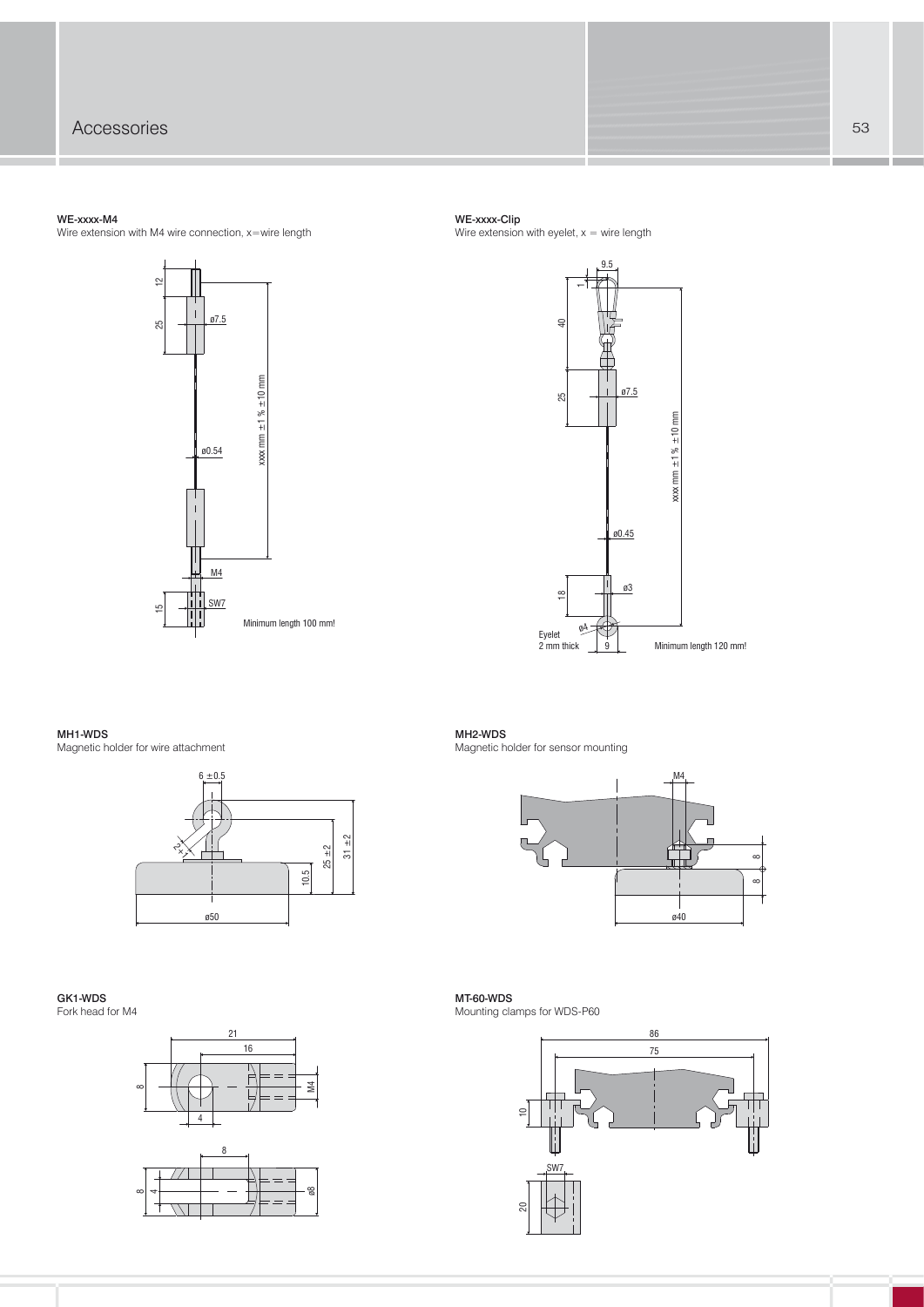## WE-xxxx-M4

Wire extension with M4 wire connection, x=wire length

12

25

ø7.5

xxx mm ±1 % ±10 mm

ø0.54

M4

15

SW7

Minimum length 100 mm!

## WE-xxxx-Clip

Wire extension with eyelet, x = wire length

9.5

1

40

25

ø7.5

xxx mm ±1 % ±10 mm

ø0.45

18

ø3

ø4

Eyelet 2 mm thick

9

Minimum length 120 mm!

## MH1-WDS

Magnetic holder for wire attachment

6 ±0.5

2 +1

25 ±2

31 ±2

10.5

ø50

## MH2-WDS

Magnetic holder for sensor mounting

M4

8

8

ø40

## GK1-WDS

Fork head for M4

21

16

8

M4

4

8

8

4

ø8

## MT-60-WDS

Mounting clamps for WDS-P60

86

75

10

SW7

20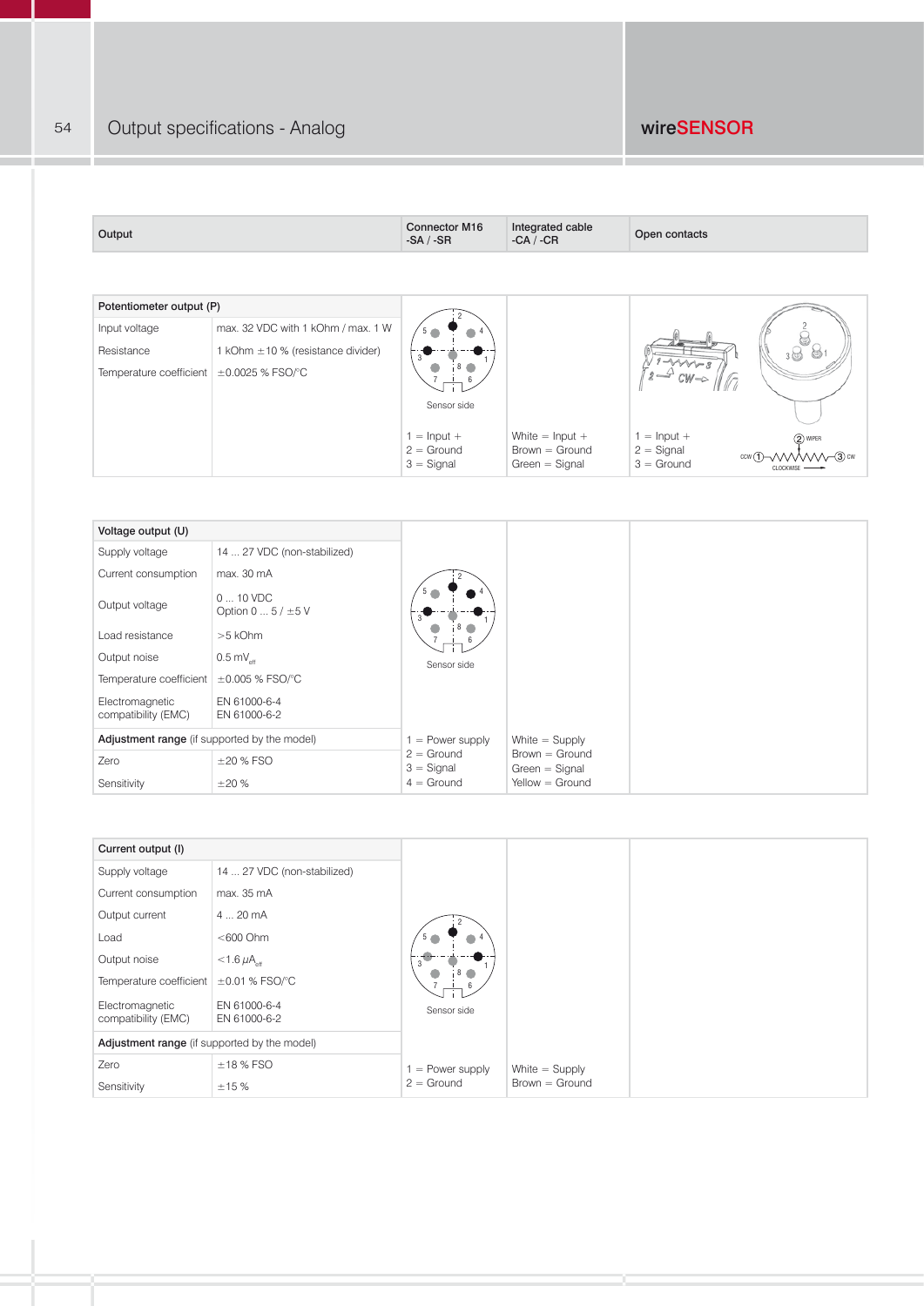# Output specifications - Analog

wireSENSOR

| Output | | Connector M16 -SA / -SR | Integrated cable -CA / -CR | Open contacts |
|---|---|---|---|---|

| Potentiometer output (P) | | Connector M16 -SA / -SR | Integrated cable -CA / -CR | Open contacts |
|---|---|---|---|---|
| Input voltage | max. 32 VDC with 1 kOhm / max. 1 W | Sensor side | | |
| Resistance | 1 kOhm ±10 % (resistance divider) | | | |
| Temperature coefficient | ±0.0025 % FSO/°C | | | |
| | | 1 = Input +<br>2 = Ground<br>3 = Signal | White = Input +<br>Brown = Ground<br>Green = Signal | 1 = Input +<br>2 = Signal<br>3 = Ground |

| Voltage output (U) | | Connector M16 -SA / -SR | Integrated cable -CA / -CR | Open contacts |
|---|---|---|---|---|
| Supply voltage | 14 ... 27 VDC (non-stabilized) | Sensor side | | |
| Current consumption | max. 30 mA | | | |
| Output voltage | 0 ... 10 VDC<br>Option 0 ... 5 / ±5 V | | | |
| Load resistance | >5 kOhm | | | |
| Output noise | 0.5 $mV_{eff}$ | | | |
| Temperature coefficient | ±0.005 % FSO/°C | | | |
| Electromagnetic compatibility (EMC) | EN 61000-6-4<br>EN 61000-6-2 | | | |
| **Adjustment range** (if supported by the model) | | 1 = Power supply<br>2 = Ground<br>3 = Signal<br>4 = Ground | White = Supply<br>Brown = Ground<br>Green = Signal<br>Yellow = Ground | |
| Zero | ±20 % FSO | | | |
| Sensitivity | ±20 % | | | |

| Current output (I) | | Connector M16 -SA / -SR | Integrated cable -CA / -CR | Open contacts |
|---|---|---|---|---|
| Supply voltage | 14 ... 27 VDC (non-stabilized) | Sensor side | | |
| Current consumption | max. 35 mA | | | |
| Output current | 4 ... 20 mA | | | |
| Load | <600 Ohm | | | |
| Output noise | <1.6 $\mu A_{eff}$ | | | |
| Temperature coefficient | ±0.01 % FSO/°C | | | |
| Electromagnetic compatibility (EMC) | EN 61000-6-4<br>EN 61000-6-2 | | | |
| **Adjustment range** (if supported by the model) | | | | |
| Zero | ±18 % FSO | 1 = Power supply<br>2 = Ground | White = Supply<br>Brown = Ground | |
| Sensitivity | ±15 % | | | |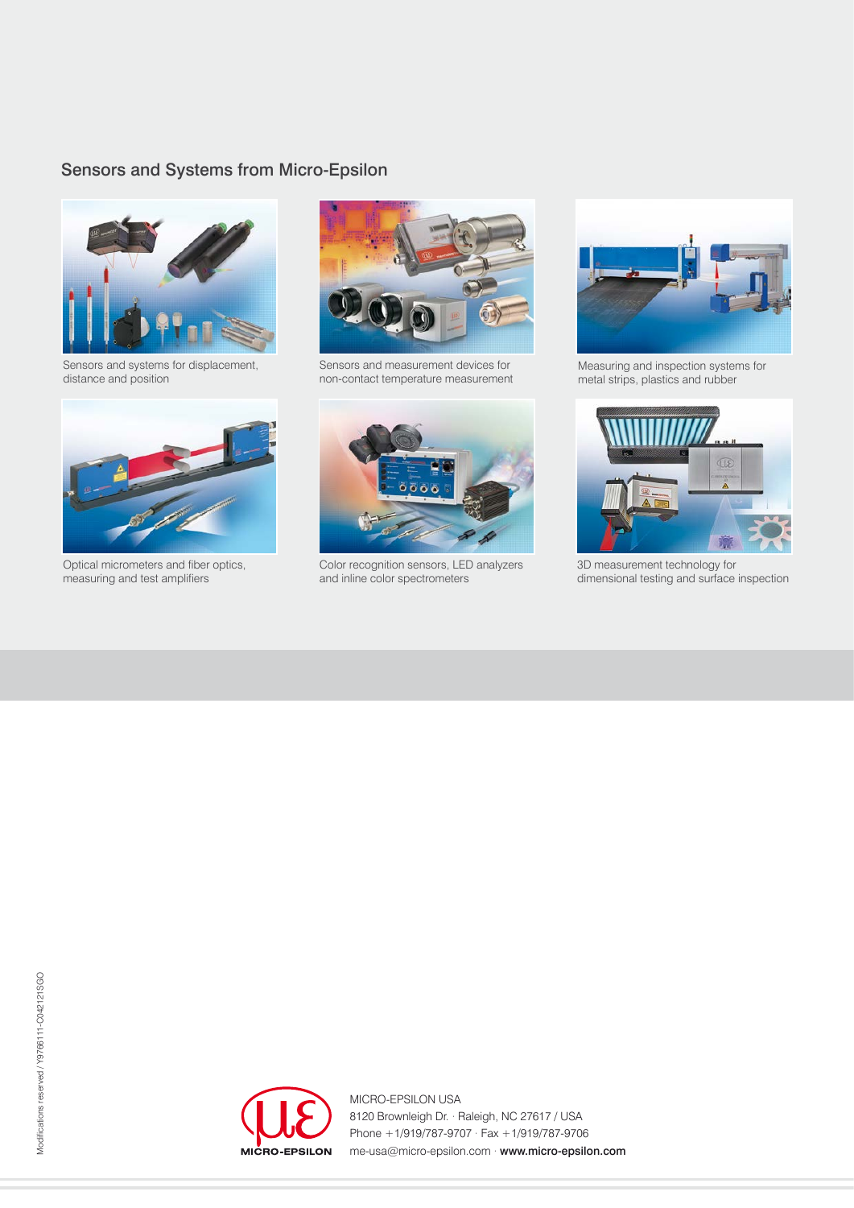## Sensors and Systems from Micro-Epsilon

Sensors and systems for displacement, distance and position

Sensors and measurement devices for non-contact temperature measurement

Measuring and inspection systems for metal strips, plastics and rubber

Optical micrometers and fiber optics, measuring and test amplifiers

Color recognition sensors, LED analyzers and inline color spectrometers

3D measurement technology for dimensional testing and surface inspection

Modifications reserved / Y9766111-C042121SGO

MICRO-EPSILON

MICRO-EPSILON USA
8120 Brownleigh Dr. · Raleigh, NC 27617 / USA
Phone +1/919/787-9707 · Fax +1/919/787-9706
me-usa@micro-epsilon.com · **www.micro-epsilon.com**